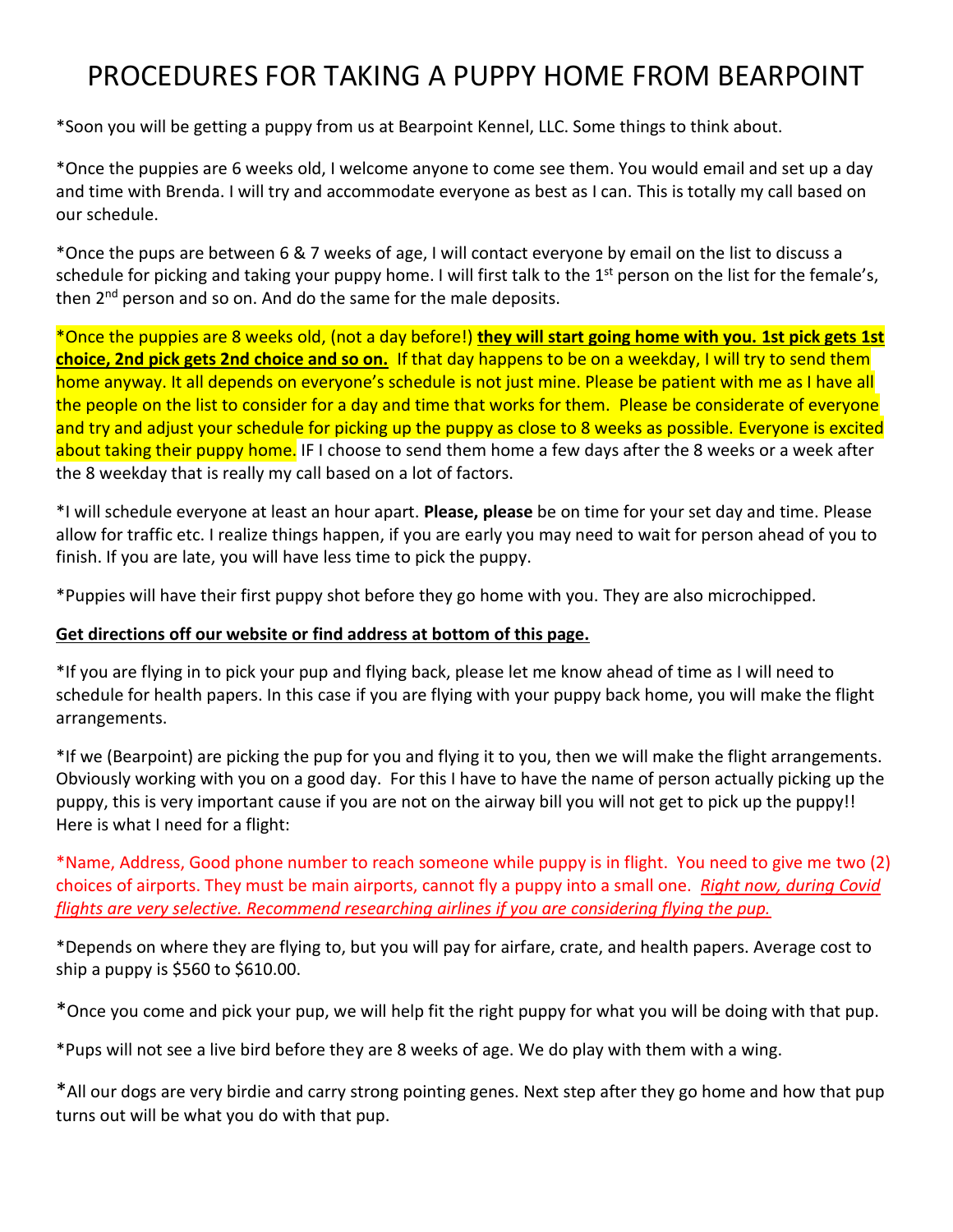# PROCEDURES FOR TAKING A PUPPY HOME FROM BEARPOINT

*Soon you will be getting a puppy from us at Bearpoint Kennel, LLC. Some things to think about.

*Once the puppies are 6 weeks old, I welcome anyone to come see them. You would email and set up a day and time with Brenda. I will try and accommodate everyone as best as I can. This is totally my call based on our schedule.

*Once the pups are between 6 & 7 weeks of age, I will contact everyone by email on the list to discuss a schedule for picking and taking your puppy home. I will first talk to the 1st person on the list for the female's, then 2nd person and so on. And do the same for the male deposits.

*Once the puppies are 8 weeks old, (not a day before!) **they will start going home with you. 1st pick gets 1st choice, 2nd pick gets 2nd choice and so on.** If that day happens to be on a weekday, I will try to send them home anyway. It all depends on everyone's schedule is not just mine. Please be patient with me as I have all the people on the list to consider for a day and time that works for them. Please be considerate of everyone and try and adjust your schedule for picking up the puppy as close to 8 weeks as possible. Everyone is excited about taking their puppy home. IF I choose to send them home a few days after the 8 weeks or a week after the 8 weekday that is really my call based on a lot of factors.

*I will schedule everyone at least an hour apart. **Please, please** be on time for your set day and time. Please allow for traffic etc. I realize things happen, if you are early you may need to wait for person ahead of you to finish. If you are late, you will have less time to pick the puppy.

*Puppies will have their first puppy shot before they go home with you. They are also microchipped.

**Get directions off our website or find address at bottom of this page.**

*If you are flying in to pick your pup and flying back, please let me know ahead of time as I will need to schedule for health papers. In this case if you are flying with your puppy back home, you will make the flight arrangements.

*If we (Bearpoint) are picking the pup for you and flying it to you, then we will make the flight arrangements. Obviously working with you on a good day. For this I have to have the name of person actually picking up the puppy, this is very important cause if you are not on the airway bill you will not get to pick up the puppy!! Here is what I need for a flight:

*Name, Address, Good phone number to reach someone while puppy is in flight. You need to give me two (2) choices of airports. They must be main airports, cannot fly a puppy into a small one. *Right now, during Covid flights are very selective. Recommend researching airlines if you are considering flying the pup.*

*Depends on where they are flying to, but you will pay for airfare, crate, and health papers. Average cost to ship a puppy is $560 to $610.00.

*Once you come and pick your pup, we will help fit the right puppy for what you will be doing with that pup.

*Pups will not see a live bird before they are 8 weeks of age. We do play with them with a wing.

*All our dogs are very birdie and carry strong pointing genes. Next step after they go home and how that pup turns out will be what you do with that pup.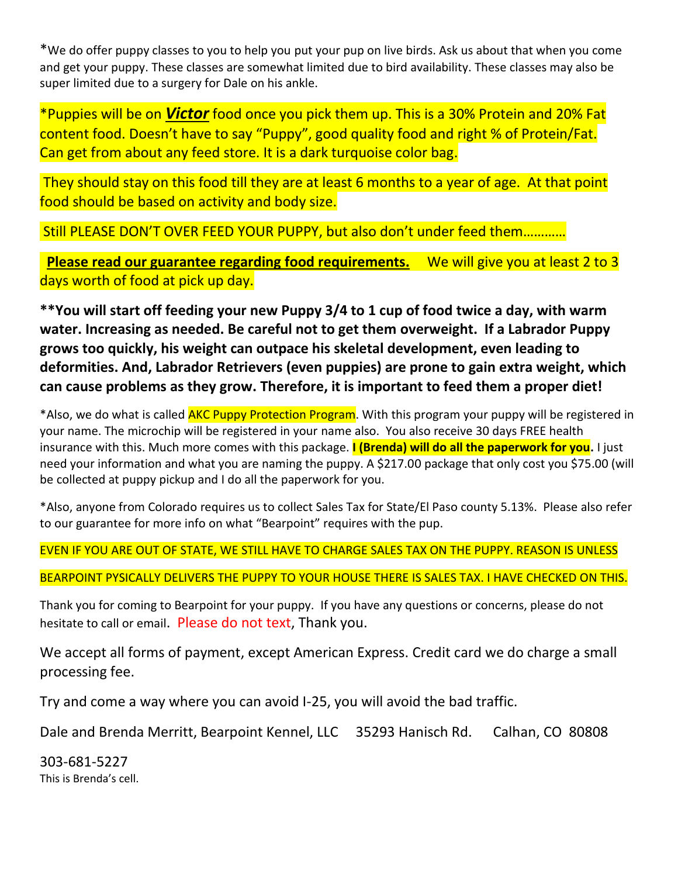*We do offer puppy classes to you to help you put your pup on live birds. Ask us about that when you come and get your puppy. These classes are somewhat limited due to bird availability. These classes may also be super limited due to a surgery for Dale on his ankle.

*Puppies will be on ***Victor*** food once you pick them up. This is a 30% Protein and 20% Fat content food. Doesn't have to say "Puppy", good quality food and right % of Protein/Fat. Can get from about any feed store. It is a dark turquoise color bag.

They should stay on this food till they are at least 6 months to a year of age. At that point food should be based on activity and body size.

Still PLEASE DON'T OVER FEED YOUR PUPPY, but also don't under feed them…………

**Please read our guarantee regarding food requirements.** We will give you at least 2 to 3 days worth of food at pick up day.

****You will start off feeding your new Puppy 3/4 to 1 cup of food twice a day, with warm water. Increasing as needed. Be careful not to get them overweight. If a Labrador Puppy grows too quickly, his weight can outpace his skeletal development, even leading to deformities. And, Labrador Retrievers (even puppies) are prone to gain extra weight, which can cause problems as they grow. Therefore, it is important to feed them a proper diet!**

*Also, we do what is called AKC Puppy Protection Program. With this program your puppy will be registered in your name. The microchip will be registered in your name also. You also receive 30 days FREE health insurance with this. Much more comes with this package. **I (Brenda) will do all the paperwork for you.** I just need your information and what you are naming the puppy. A $217.00 package that only cost you $75.00 (will be collected at puppy pickup and I do all the paperwork for you.

*Also, anyone from Colorado requires us to collect Sales Tax for State/El Paso county 5.13%. Please also refer to our guarantee for more info on what "Bearpoint" requires with the pup.

EVEN IF YOU ARE OUT OF STATE, WE STILL HAVE TO CHARGE SALES TAX ON THE PUPPY. REASON IS UNLESS

BEARPOINT PYSICALLY DELIVERS THE PUPPY TO YOUR HOUSE THERE IS SALES TAX. I HAVE CHECKED ON THIS.

Thank you for coming to Bearpoint for your puppy. If you have any questions or concerns, please do not hesitate to call or email. Please do not text, Thank you.

We accept all forms of payment, except American Express. Credit card we do charge a small processing fee.

Try and come a way where you can avoid I-25, you will avoid the bad traffic.

Dale and Brenda Merritt, Bearpoint Kennel, LLC 35293 Hanisch Rd. Calhan, CO 80808

303-681-5227
This is Brenda's cell.